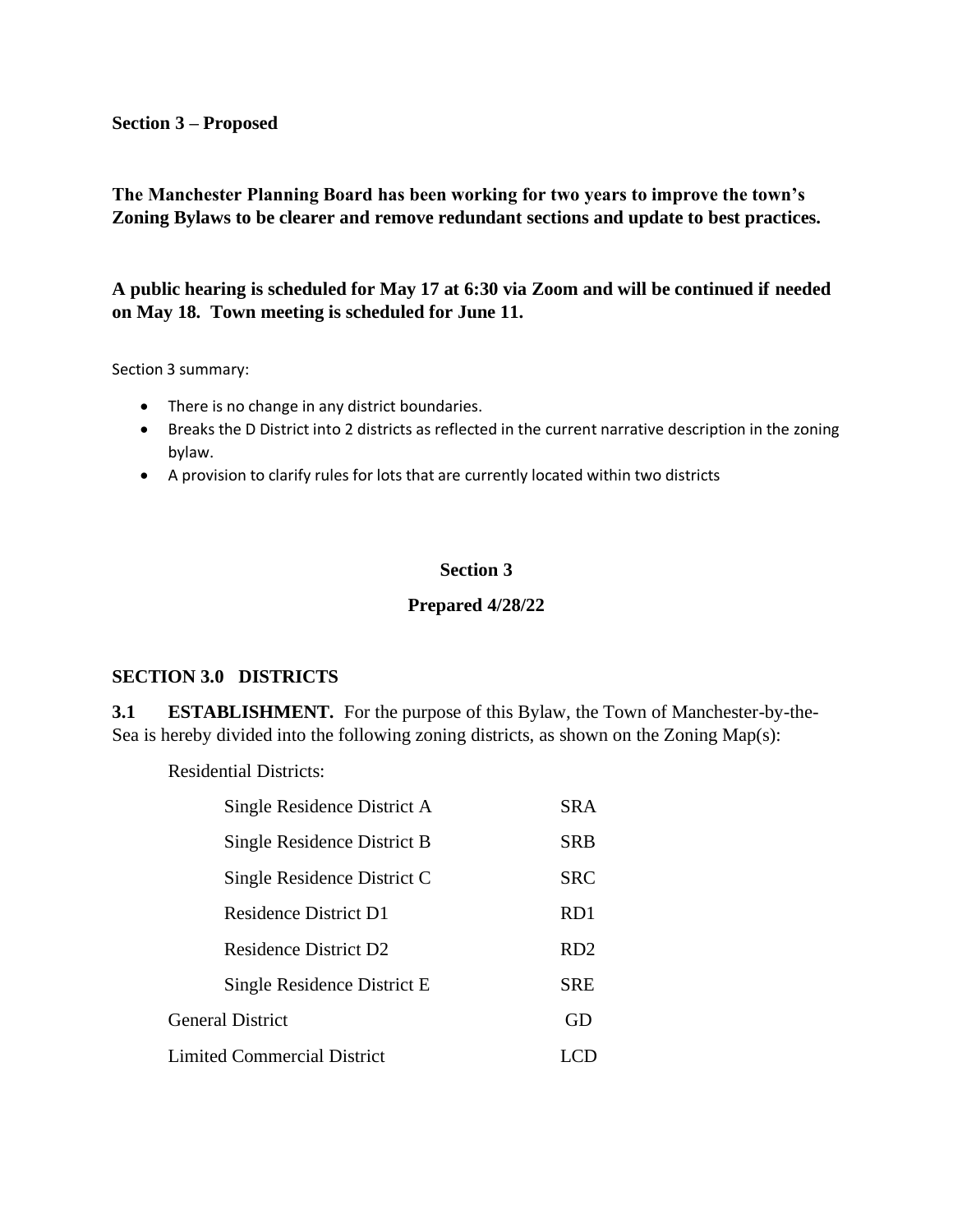**Section 3 – Proposed**

**The Manchester Planning Board has been working for two years to improve the town's Zoning Bylaws to be clearer and remove redundant sections and update to best practices.**

**A public hearing is scheduled for May 17 at 6:30 via Zoom and will be continued if needed on May 18. Town meeting is scheduled for June 11.**

Section 3 summary:

- There is no change in any district boundaries.
- Breaks the D District into 2 districts as reflected in the current narrative description in the zoning bylaw.
- A provision to clarify rules for lots that are currently located within two districts

**Section 3**

**Prepared 4/28/22**

## SECTION 3.0 DISTRICTS

**3.1 ESTABLISHMENT.** For the purpose of this Bylaw, the Town of Manchester-by-the-Sea is hereby divided into the following zoning districts, as shown on the Zoning Map(s):

Residential Districts:

| | |
|---|---|
| Single Residence District A | SRA |
| Single Residence District B | SRB |
| Single Residence District C | SRC |
| Residence District D1 | RD1 |
| Residence District D2 | RD2 |
| Single Residence District E | SRE |
| General District | GD |
| Limited Commercial District | LCD |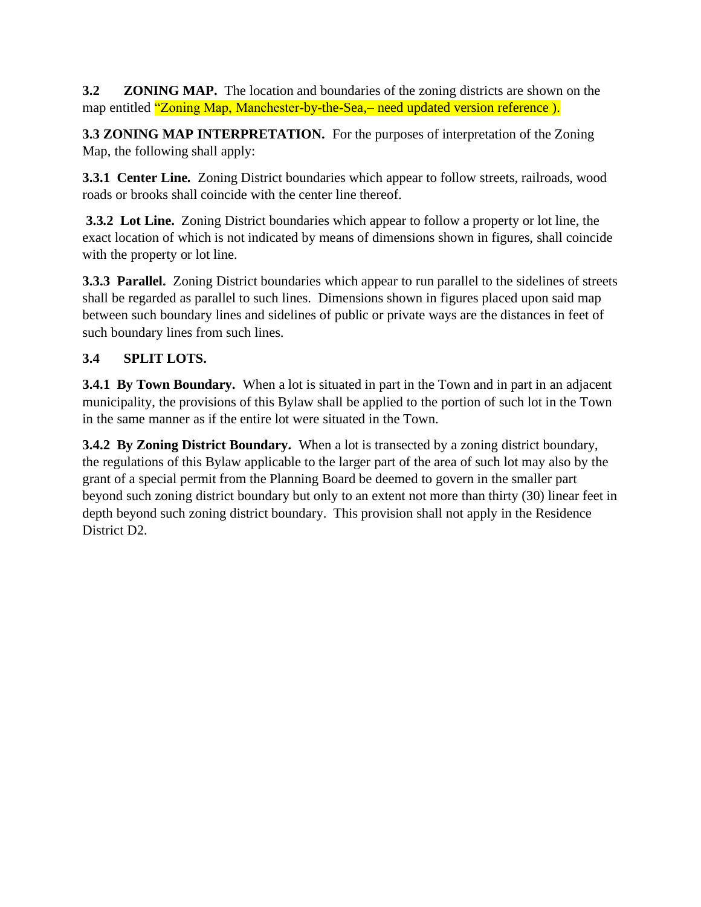**3.2 ZONING MAP.** The location and boundaries of the zoning districts are shown on the map entitled "Zoning Map, Manchester-by-the-Sea,– need updated version reference ).

**3.3 ZONING MAP INTERPRETATION.** For the purposes of interpretation of the Zoning Map, the following shall apply:

**3.3.1 Center Line.** Zoning District boundaries which appear to follow streets, railroads, wood roads or brooks shall coincide with the center line thereof.

**3.3.2 Lot Line.** Zoning District boundaries which appear to follow a property or lot line, the exact location of which is not indicated by means of dimensions shown in figures, shall coincide with the property or lot line.

**3.3.3 Parallel.** Zoning District boundaries which appear to run parallel to the sidelines of streets shall be regarded as parallel to such lines. Dimensions shown in figures placed upon said map between such boundary lines and sidelines of public or private ways are the distances in feet of such boundary lines from such lines.

**3.4 SPLIT LOTS.**

**3.4.1 By Town Boundary.** When a lot is situated in part in the Town and in part in an adjacent municipality, the provisions of this Bylaw shall be applied to the portion of such lot in the Town in the same manner as if the entire lot were situated in the Town.

**3.4.2 By Zoning District Boundary.** When a lot is transected by a zoning district boundary, the regulations of this Bylaw applicable to the larger part of the area of such lot may also by the grant of a special permit from the Planning Board be deemed to govern in the smaller part beyond such zoning district boundary but only to an extent not more than thirty (30) linear feet in depth beyond such zoning district boundary. This provision shall not apply in the Residence District D2.